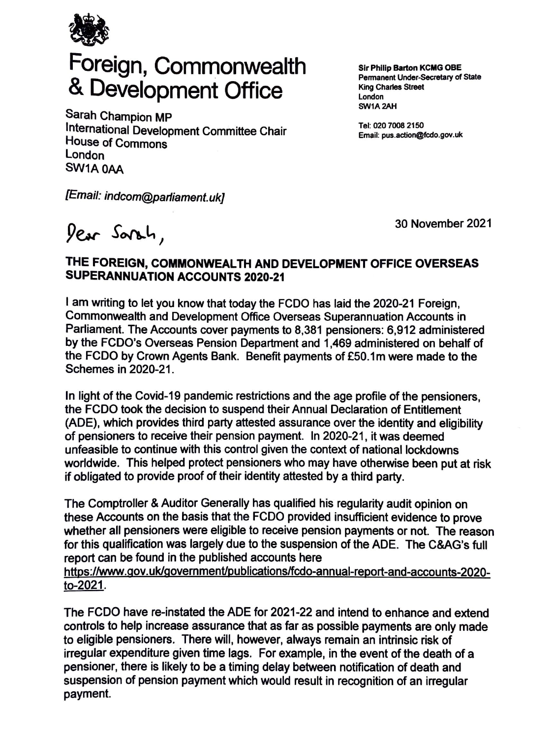# Foreign, Commonwealth & Development Office

**Sir Philip Barton KCMG OBE**
**Permanent Under-Secretary of State**
**King Charles Street**
**London**
**SW1A 2AH**

**Tel: 020 7008 2150**
**Email: pus.action@fcdo.gov.uk**

Sarah Champion MP
International Development Committee Chair
House of Commons
London
SW1A 0AA

*[Email: indcom@parliament.uk]*

30 November 2021

Dear Sarah,

**THE FOREIGN, COMMONWEALTH AND DEVELOPMENT OFFICE OVERSEAS SUPERANNUATION ACCOUNTS 2020-21**

I am writing to let you know that today the FCDO has laid the 2020-21 Foreign, Commonwealth and Development Office Overseas Superannuation Accounts in Parliament. The Accounts cover payments to 8,381 pensioners: 6,912 administered by the FCDO's Overseas Pension Department and 1,469 administered on behalf of the FCDO by Crown Agents Bank. Benefit payments of £50.1m were made to the Schemes in 2020-21.

In light of the Covid-19 pandemic restrictions and the age profile of the pensioners, the FCDO took the decision to suspend their Annual Declaration of Entitlement (ADE), which provides third party attested assurance over the identity and eligibility of pensioners to receive their pension payment. In 2020-21, it was deemed unfeasible to continue with this control given the context of national lockdowns worldwide. This helped protect pensioners who may have otherwise been put at risk if obligated to provide proof of their identity attested by a third party.

The Comptroller & Auditor Generally has qualified his regularity audit opinion on these Accounts on the basis that the FCDO provided insufficient evidence to prove whether all pensioners were eligible to receive pension payments or not. The reason for this qualification was largely due to the suspension of the ADE. The C&AG's full report can be found in the published accounts here https://www.gov.uk/government/publications/fcdo-annual-report-and-accounts-2020-to-2021.

The FCDO have re-instated the ADE for 2021-22 and intend to enhance and extend controls to help increase assurance that as far as possible payments are only made to eligible pensioners. There will, however, always remain an intrinsic risk of irregular expenditure given time lags. For example, in the event of the death of a pensioner, there is likely to be a timing delay between notification of death and suspension of pension payment which would result in recognition of an irregular payment.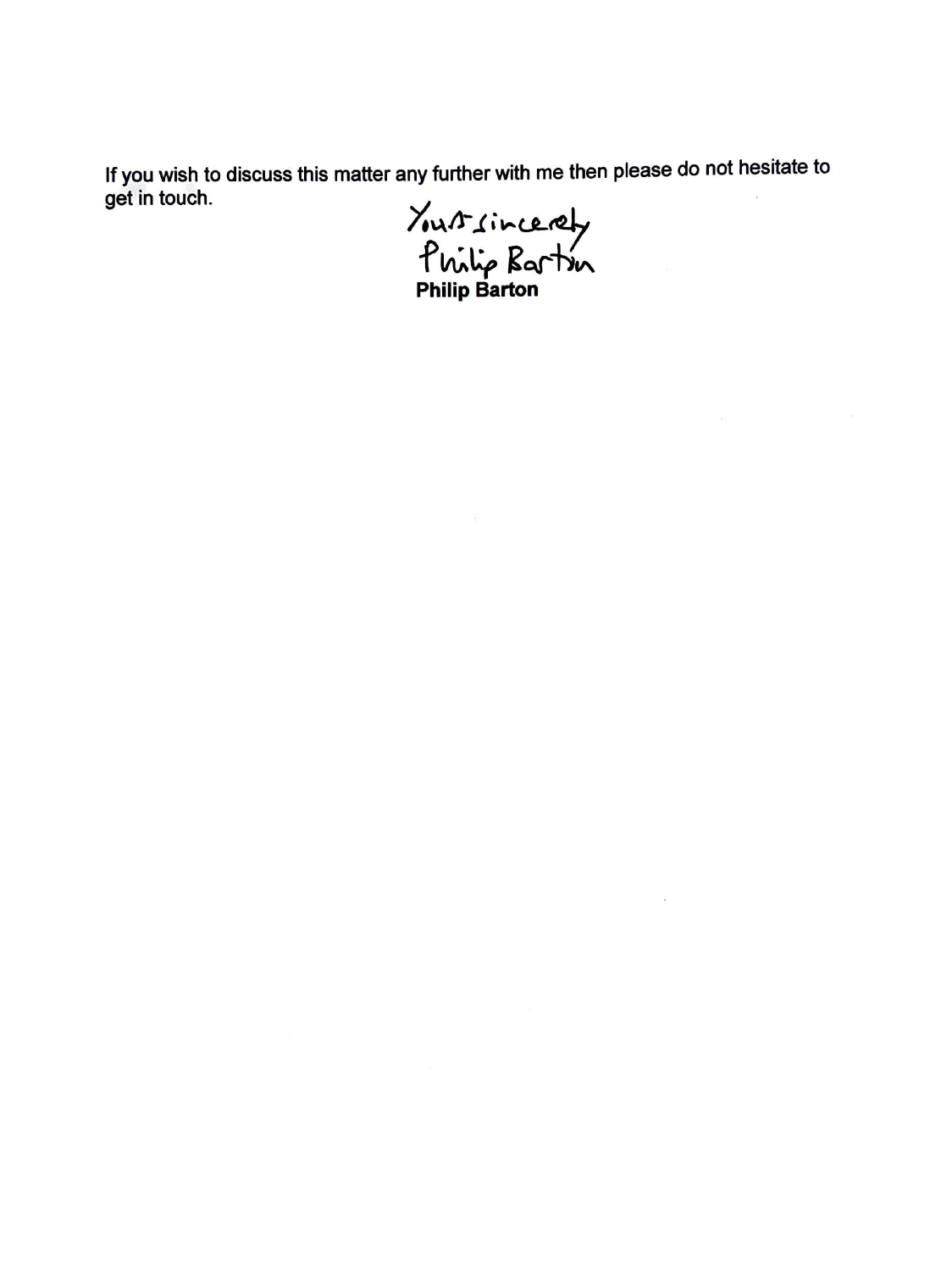If you wish to discuss this matter any further with me then please do not hesitate to get in touch.

Yours sincerely
Philip Barton
**Philip Barton**